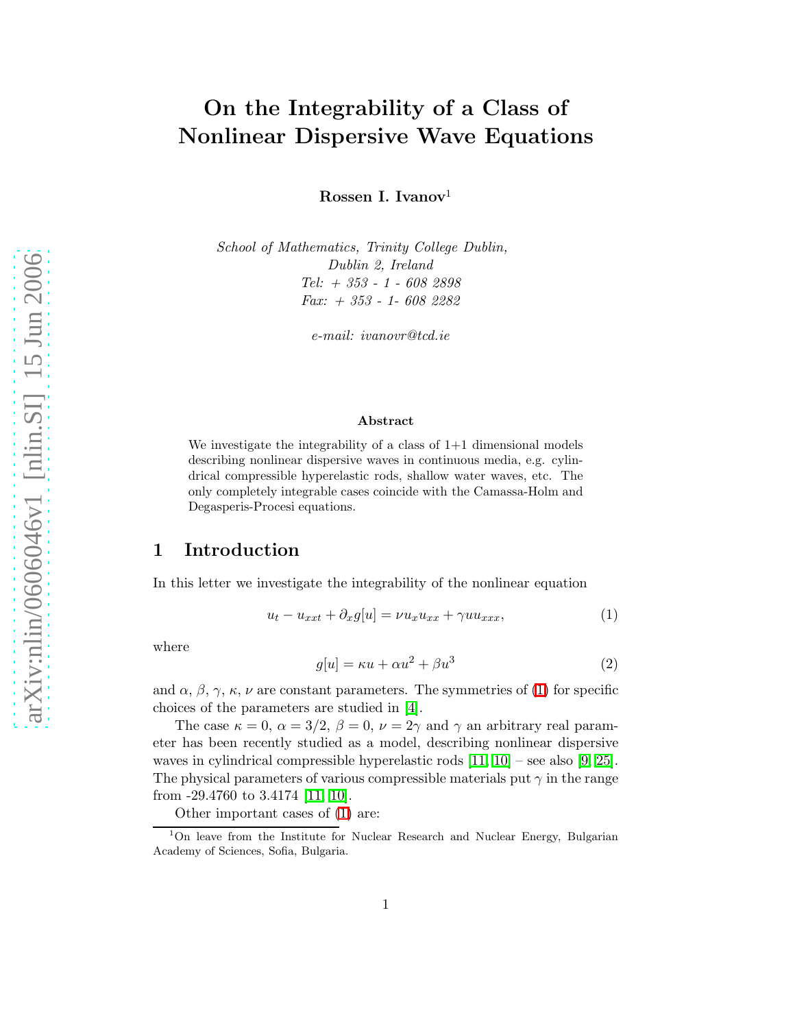# On the Integrability of a Class of Nonlinear Dispersive Wave Equations

**Rossen I. Ivanov**[1]

*School of Mathematics, Trinity College Dublin,*
*Dublin 2, Ireland*
*Tel: + 353 - 1 - 608 2898*
*Fax: + 353 - 1- 608 2282*

*e-mail: ivanovr@tcd.ie*

### Abstract

We investigate the integrability of a class of 1+1 dimensional models describing nonlinear dispersive waves in continuous media, e.g. cylindrical compressible hyperelastic rods, shallow water waves, etc. The only completely integrable cases coincide with the Camassa-Holm and Degasperis-Procesi equations.

## 1 Introduction

In this letter we investigate the integrability of the nonlinear equation

$$u_t - u_{xxt} + \partial_x g[u] = \nu u_x u_{xx} + \gamma u u_{xxx}, \tag{1}$$

where

$$g[u] = \kappa u + \alpha u^2 + \beta u^3 \tag{2}$$

and $\alpha$, $\beta$, $\gamma$, $\kappa$, $\nu$ are constant parameters. The symmetries of (1) for specific choices of the parameters are studied in [4].

The case $\kappa = 0$, $\alpha = 3/2$, $\beta = 0$, $\nu = 2\gamma$ and $\gamma$ an arbitrary real parameter has been recently studied as a model, describing nonlinear dispersive waves in cylindrical compressible hyperelastic rods [11, 10] – see also [9, 25]. The physical parameters of various compressible materials put $\gamma$ in the range from -29.4760 to 3.4174 [11, 10].

Other important cases of (1) are:

[1] On leave from the Institute for Nuclear Research and Nuclear Energy, Bulgarian Academy of Sciences, Sofia, Bulgaria.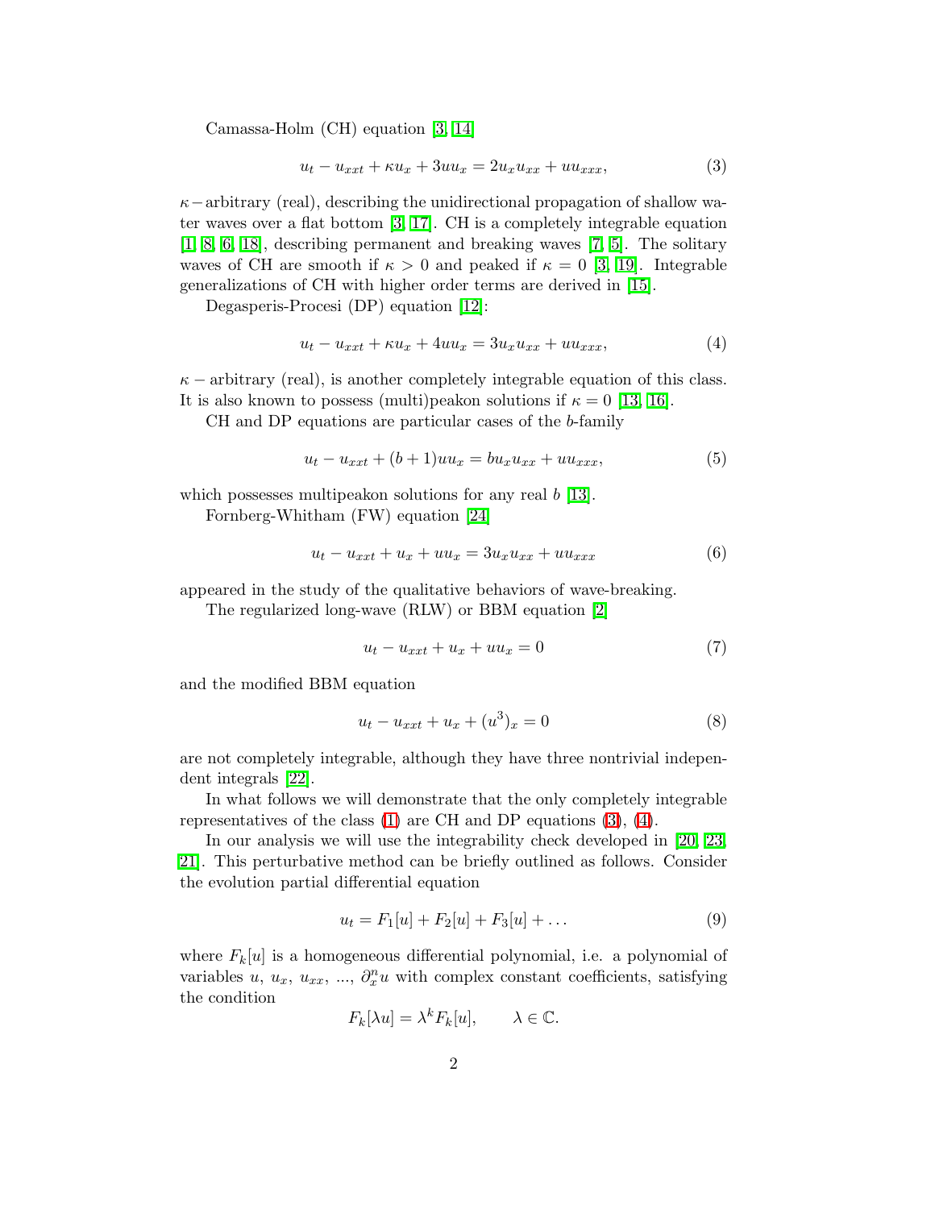Camassa-Holm (CH) equation [3, 14]

$$u_t - u_{xxt} + \kappa u_x + 3uu_x = 2u_x u_{xx} + uu_{xxx}, \tag{3}$$

$\kappa-$arbitrary (real), describing the unidirectional propagation of shallow water waves over a flat bottom [3, 17]. CH is a completely integrable equation [1, 8, 6, 18], describing permanent and breaking waves [7, 5]. The solitary waves of CH are smooth if $\kappa > 0$ and peaked if $\kappa = 0$ [3, 19]. Integrable generalizations of CH with higher order terms are derived in [15].

Degasperis-Procesi (DP) equation [12]:

$$u_t - u_{xxt} + \kappa u_x + 4uu_x = 3u_x u_{xx} + uu_{xxx}, \tag{4}$$

$\kappa$ – arbitrary (real), is another completely integrable equation of this class. It is also known to possess (multi)peakon solutions if $\kappa = 0$ [13, 16].

CH and DP equations are particular cases of the $b$-family

$$u_t - u_{xxt} + (b+1)uu_x = bu_x u_{xx} + uu_{xxx}, \tag{5}$$

which possesses multipeakon solutions for any real $b$ [13].

Fornberg-Whitham (FW) equation [24]

$$u_t - u_{xxt} + u_x + uu_x = 3u_x u_{xx} + uu_{xxx} \tag{6}$$

appeared in the study of the qualitative behaviors of wave-breaking.

The regularized long-wave (RLW) or BBM equation [2]

$$u_t - u_{xxt} + u_x + uu_x = 0 \tag{7}$$

and the modified BBM equation

$$u_t - u_{xxt} + u_x + (u^3)_x = 0 \tag{8}$$

are not completely integrable, although they have three nontrivial independent integrals [22].

In what follows we will demonstrate that the only completely integrable representatives of the class (1) are CH and DP equations (3), (4).

In our analysis we will use the integrability check developed in [20, 23, 21]. This perturbative method can be briefly outlined as follows. Consider the evolution partial differential equation

$$u_t = F_1[u] + F_2[u] + F_3[u] + \dots \tag{9}$$

where $F_k[u]$ is a homogeneous differential polynomial, i.e. a polynomial of variables $u$, $u_x$, $u_{xx}$, ..., $\partial_x^n u$ with complex constant coefficients, satisfying the condition

$$F_k[\lambda u] = \lambda^k F_k[u], \qquad \lambda \in \mathbb{C}.$$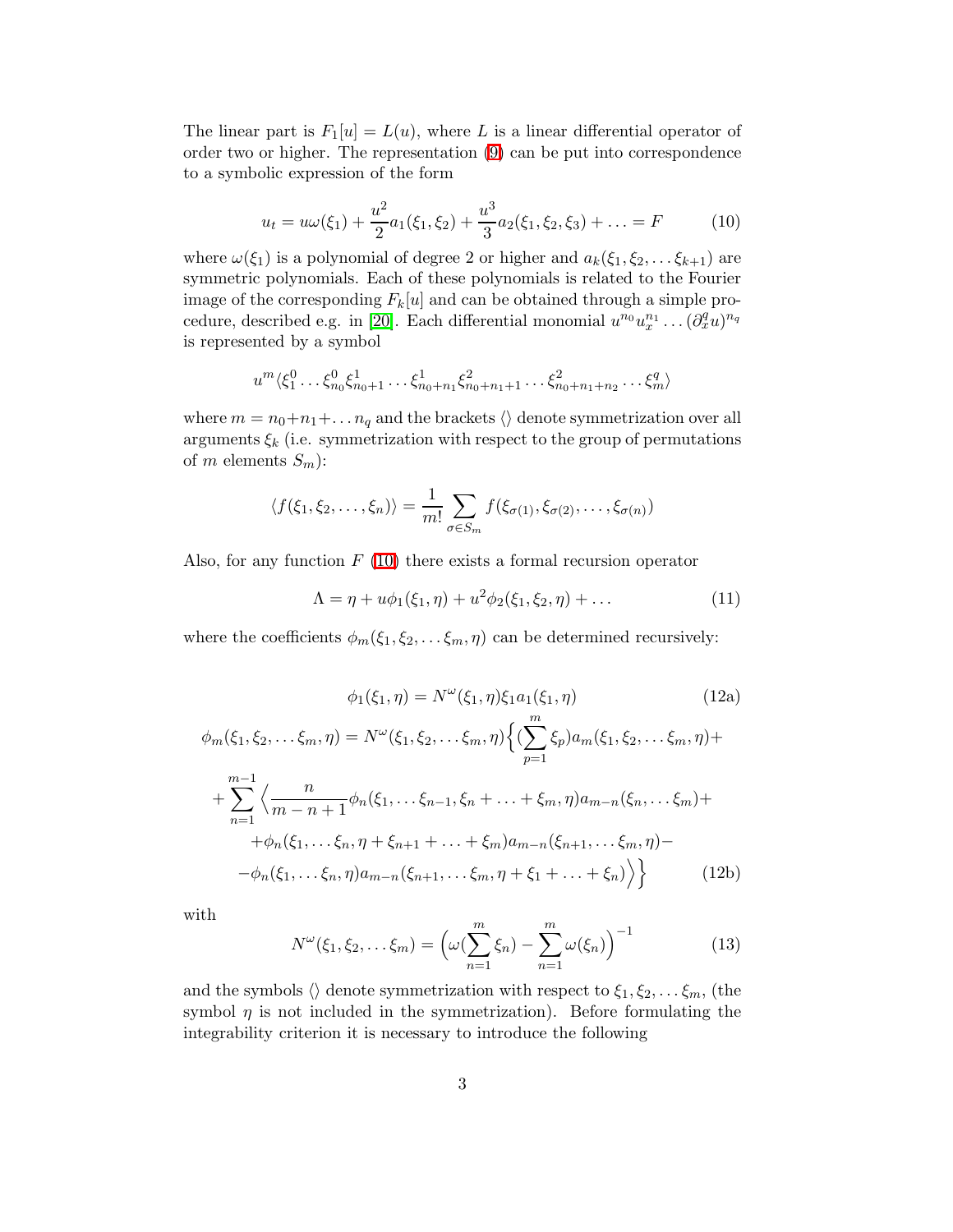The linear part is $F_1[u] = L(u)$, where $L$ is a linear differential operator of order two or higher. The representation (9) can be put into correspondence to a symbolic expression of the form

$$u_t = u\omega(\xi_1) + \frac{u^2}{2}a_1(\xi_1, \xi_2) + \frac{u^3}{3}a_2(\xi_1, \xi_2, \xi_3) + \ldots = F \tag{10}$$

where $\omega(\xi_1)$ is a polynomial of degree 2 or higher and $a_k(\xi_1, \xi_2, \ldots \xi_{k+1})$ are symmetric polynomials. Each of these polynomials is related to the Fourier image of the corresponding $F_k[u]$ and can be obtained through a simple procedure, described e.g. in [20]. Each differential monomial $u^{n_0}u_x^{n_1}\ldots(\partial_x^q u)^{n_q}$ is represented by a symbol

$$u^m\langle \xi_1^0 \ldots \xi_{n_0}^0 \xi_{n_0+1}^1 \ldots \xi_{n_0+n_1}^1 \xi_{n_0+n_1+1}^2 \ldots \xi_{n_0+n_1+n_2}^2 \ldots \xi_m^q \rangle$$

where $m = n_0 + n_1 + \ldots n_q$ and the brackets $\langle\rangle$ denote symmetrization over all arguments $\xi_k$ (i.e. symmetrization with respect to the group of permutations of $m$ elements $S_m$):

$$\langle f(\xi_1, \xi_2, \ldots, \xi_n)\rangle = \frac{1}{m!}\sum_{\sigma \in S_m} f(\xi_{\sigma(1)}, \xi_{\sigma(2)}, \ldots, \xi_{\sigma(n)})$$

Also, for any function $F$ (10) there exists a formal recursion operator

$$\Lambda = \eta + u\phi_1(\xi_1, \eta) + u^2\phi_2(\xi_1, \xi_2, \eta) + \ldots \tag{11}$$

where the coefficients $\phi_m(\xi_1, \xi_2, \ldots \xi_m, \eta)$ can be determined recursively:

$$\phi_1(\xi_1, \eta) = N^\omega(\xi_1, \eta)\xi_1 a_1(\xi_1, \eta) \tag{12a}$$

$$\begin{aligned}
\phi_m(\xi_1, \xi_2, \ldots \xi_m, \eta) = N^\omega(\xi_1, \xi_2, \ldots \xi_m, \eta)\Big\{(\sum_{p=1}^{m}\xi_p)a_m(\xi_1, \xi_2, \ldots \xi_m, \eta) + \\
+ \sum_{n=1}^{m-1}\Big\langle \frac{n}{m-n+1}\phi_n(\xi_1, \ldots \xi_{n-1}, \xi_n + \ldots + \xi_m, \eta)a_{m-n}(\xi_n, \ldots \xi_m) + \\
+ \phi_n(\xi_1, \ldots \xi_n, \eta + \xi_{n+1} + \ldots + \xi_m)a_{m-n}(\xi_{n+1}, \ldots \xi_m, \eta) - \\
- \phi_n(\xi_1, \ldots \xi_n, \eta)a_{m-n}(\xi_{n+1}, \ldots \xi_m, \eta + \xi_1 + \ldots + \xi_n)\Big\rangle\Big\}
\end{aligned} \tag{12b}$$

with

$$N^\omega(\xi_1, \xi_2, \ldots \xi_m) = \Big(\omega(\sum_{n=1}^{m}\xi_n) - \sum_{n=1}^{m}\omega(\xi_n)\Big)^{-1} \tag{13}$$

and the symbols $\langle\rangle$ denote symmetrization with respect to $\xi_1, \xi_2, \ldots \xi_m$, (the symbol $\eta$ is not included in the symmetrization). Before formulating the integrability criterion it is necessary to introduce the following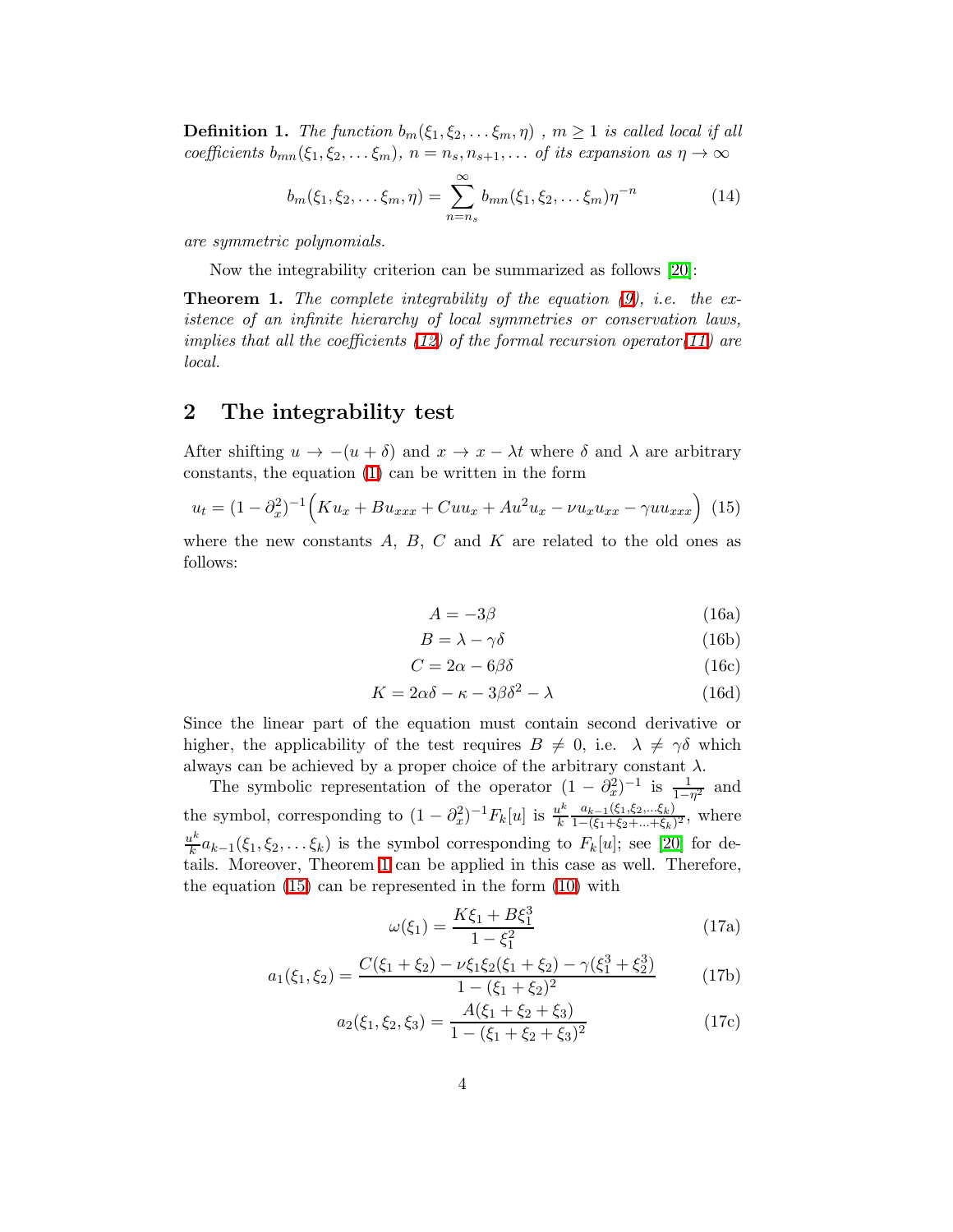**Definition 1.** *The function $b_m(\xi_1, \xi_2, \ldots \xi_m, \eta)$ , $m \geq 1$ is called local if all coefficients $b_{mn}(\xi_1, \xi_2, \ldots \xi_m)$, $n = n_s, n_{s+1}, \ldots$ of its expansion as $\eta \to \infty$*

$$b_m(\xi_1, \xi_2, \ldots \xi_m, \eta) = \sum_{n=n_s}^{\infty} b_{mn}(\xi_1, \xi_2, \ldots \xi_m)\eta^{-n} \tag{14}$$

*are symmetric polynomials.*

Now the integrability criterion can be summarized as follows [20]:

**Theorem 1.** *The complete integrability of the equation (9), i.e. the existence of an infinite hierarchy of local symmetries or conservation laws, implies that all the coefficients (12) of the formal recursion operator(11) are local.*

## 2 The integrability test

After shifting $u \to -(u + \delta)$ and $x \to x - \lambda t$ where $\delta$ and $\lambda$ are arbitrary constants, the equation (1) can be written in the form

$$u_t = (1 - \partial_x^2)^{-1}\Big(Ku_x + Bu_{xxx} + Cuu_x + Au^2u_x - \nu u_x u_{xx} - \gamma u u_{xxx}\Big) \tag{15}$$

where the new constants $A$, $B$, $C$ and $K$ are related to the old ones as follows:

$$A = -3\beta \tag{16a}$$

$$B = \lambda - \gamma\delta \tag{16b}$$

$$C = 2\alpha - 6\beta\delta \tag{16c}$$

$$K = 2\alpha\delta - \kappa - 3\beta\delta^2 - \lambda \tag{16d}$$

Since the linear part of the equation must contain second derivative or higher, the applicability of the test requires $B \neq 0$, i.e. $\lambda \neq \gamma\delta$ which always can be achieved by a proper choice of the arbitrary constant $\lambda$.

The symbolic representation of the operator $(1 - \partial_x^2)^{-1}$ is $\frac{1}{1-\eta^2}$ and the symbol, corresponding to $(1 - \partial_x^2)^{-1}F_k[u]$ is $\frac{u^k}{k}\frac{a_{k-1}(\xi_1,\xi_2,\ldots\xi_k)}{1-(\xi_1+\xi_2+\ldots+\xi_k)^2}$, where $\frac{u^k}{k}a_{k-1}(\xi_1, \xi_2, \ldots \xi_k)$ is the symbol corresponding to $F_k[u]$; see [20] for details. Moreover, Theorem 1 can be applied in this case as well. Therefore, the equation (15) can be represented in the form (10) with

$$\omega(\xi_1) = \frac{K\xi_1 + B\xi_1^3}{1 - \xi_1^2} \tag{17a}$$

$$a_1(\xi_1, \xi_2) = \frac{C(\xi_1 + \xi_2) - \nu\xi_1\xi_2(\xi_1 + \xi_2) - \gamma(\xi_1^3 + \xi_2^3)}{1 - (\xi_1 + \xi_2)^2} \tag{17b}$$

$$a_2(\xi_1, \xi_2, \xi_3) = \frac{A(\xi_1 + \xi_2 + \xi_3)}{1 - (\xi_1 + \xi_2 + \xi_3)^2} \tag{17c}$$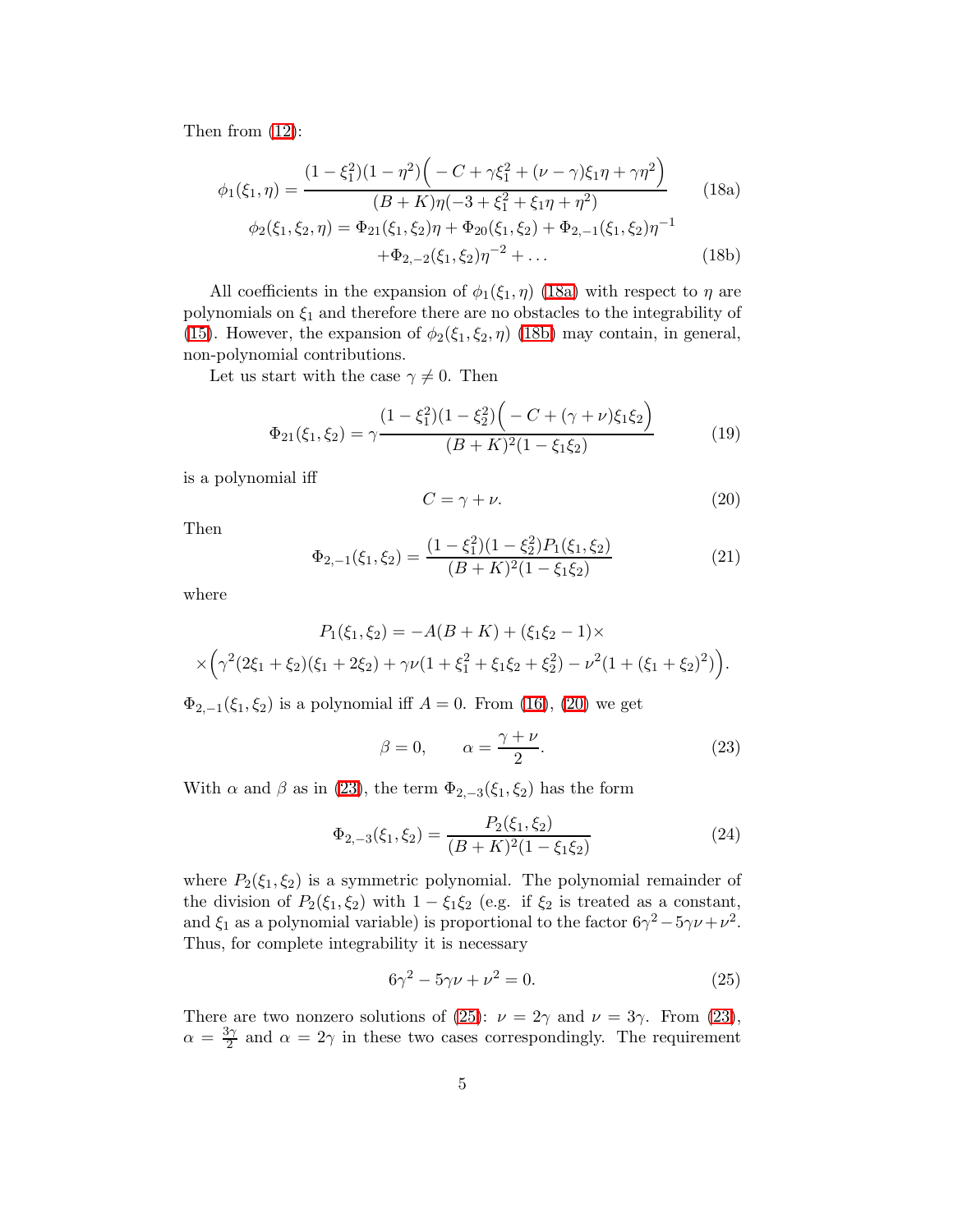Then from (12):

$$\phi_1(\xi_1,\eta) = \frac{(1-\xi_1^2)(1-\eta^2)\Big(-C+\gamma\xi_1^2+(\nu-\gamma)\xi_1\eta+\gamma\eta^2\Big)}{(B+K)\eta(-3+\xi_1^2+\xi_1\eta+\eta^2)} \tag{18a}$$

$$\begin{aligned}\phi_2(\xi_1,\xi_2,\eta) = \Phi_{21}(\xi_1,\xi_2)\eta + \Phi_{20}(\xi_1,\xi_2) + \Phi_{2,-1}(\xi_1,\xi_2)\eta^{-1} \\ +\Phi_{2,-2}(\xi_1,\xi_2)\eta^{-2} + \ldots\end{aligned} \tag{18b}$$

All coefficients in the expansion of $\phi_1(\xi_1,\eta)$ (18a) with respect to $\eta$ are polynomials on $\xi_1$ and therefore there are no obstacles to the integrability of (15). However, the expansion of $\phi_2(\xi_1,\xi_2,\eta)$ (18b) may contain, in general, non-polynomial contributions.

Let us start with the case $\gamma \neq 0$. Then

$$\Phi_{21}(\xi_1,\xi_2) = \gamma\frac{(1-\xi_1^2)(1-\xi_2^2)\Big(-C+(\gamma+\nu)\xi_1\xi_2\Big)}{(B+K)^2(1-\xi_1\xi_2)} \tag{19}$$

is a polynomial iff

$$C = \gamma+\nu. \tag{20}$$

Then

$$\Phi_{2,-1}(\xi_1,\xi_2) = \frac{(1-\xi_1^2)(1-\xi_2^2)P_1(\xi_1,\xi_2)}{(B+K)^2(1-\xi_1\xi_2)} \tag{21}$$

where

$$\begin{aligned}P_1(\xi_1,\xi_2) = -A(B+K) + (\xi_1\xi_2-1)\times \\ \times\Big(\gamma^2(2\xi_1+\xi_2)(\xi_1+2\xi_2)+\gamma\nu(1+\xi_1^2+\xi_1\xi_2+\xi_2^2)-\nu^2(1+(\xi_1+\xi_2)^2)\Big).\end{aligned}$$

$\Phi_{2,-1}(\xi_1,\xi_2)$ is a polynomial iff $A=0$. From (16), (20) we get

$$\beta = 0, \qquad \alpha = \frac{\gamma+\nu}{2}. \tag{23}$$

With $\alpha$ and $\beta$ as in (23), the term $\Phi_{2,-3}(\xi_1,\xi_2)$ has the form

$$\Phi_{2,-3}(\xi_1,\xi_2) = \frac{P_2(\xi_1,\xi_2)}{(B+K)^2(1-\xi_1\xi_2)} \tag{24}$$

where $P_2(\xi_1,\xi_2)$ is a symmetric polynomial. The polynomial remainder of the division of $P_2(\xi_1,\xi_2)$ with $1-\xi_1\xi_2$ (e.g. if $\xi_2$ is treated as a constant, and $\xi_1$ as a polynomial variable) is proportional to the factor $6\gamma^2-5\gamma\nu+\nu^2$. Thus, for complete integrability it is necessary

$$6\gamma^2-5\gamma\nu+\nu^2 = 0. \tag{25}$$

There are two nonzero solutions of (25): $\nu = 2\gamma$ and $\nu = 3\gamma$. From (23), $\alpha = \frac{3\gamma}{2}$ and $\alpha = 2\gamma$ in these two cases correspondingly. The requirement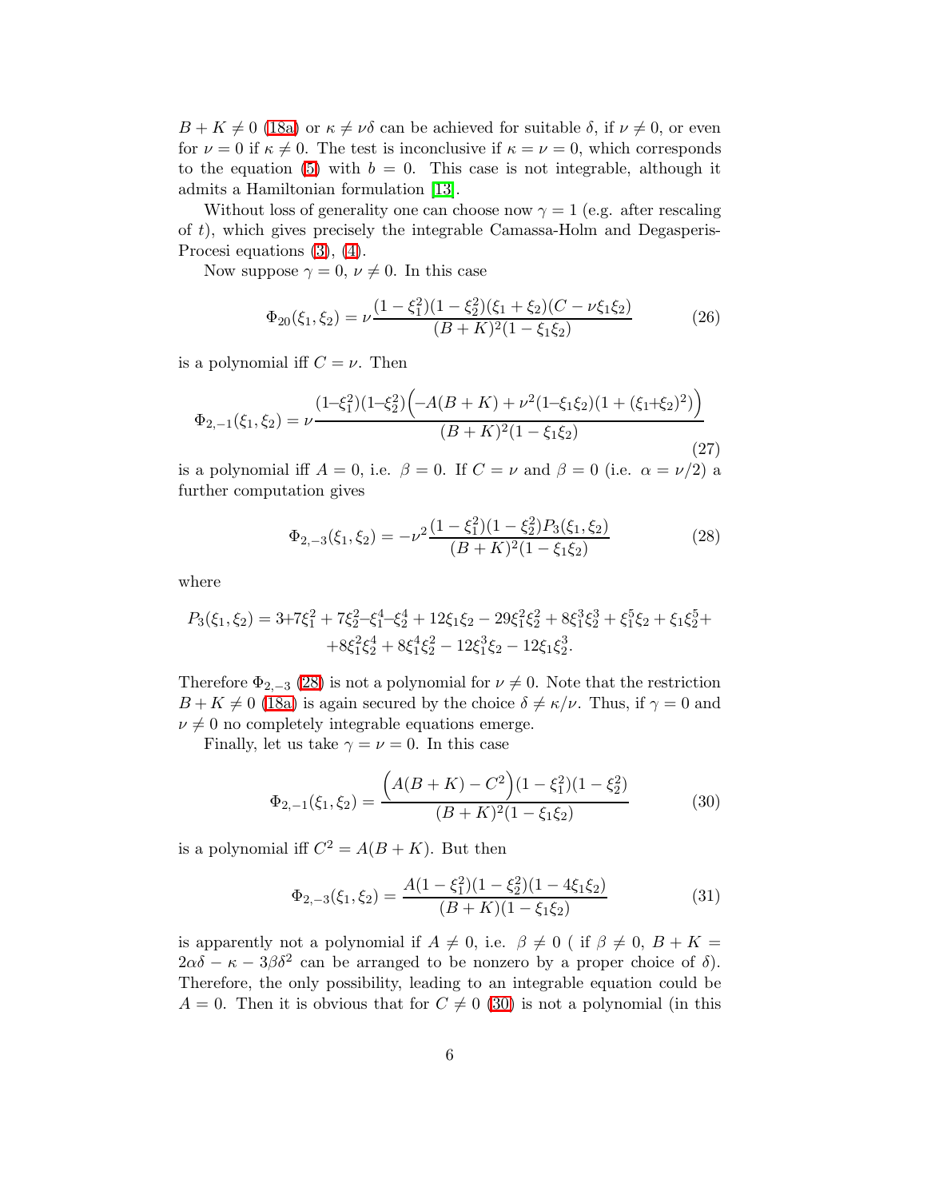$B + K \neq 0$ (18a) or $\kappa \neq \nu\delta$ can be achieved for suitable $\delta$, if $\nu \neq 0$, or even for $\nu = 0$ if $\kappa \neq 0$. The test is inconclusive if $\kappa = \nu = 0$, which corresponds to the equation (5) with $b = 0$. This case is not integrable, although it admits a Hamiltonian formulation [13].

Without loss of generality one can choose now $\gamma = 1$ (e.g. after rescaling of $t$), which gives precisely the integrable Camassa-Holm and Degasperis-Procesi equations (3), (4).

Now suppose $\gamma = 0$, $\nu \neq 0$. In this case

$$\Phi_{20}(\xi_1, \xi_2) = \nu \frac{(1-\xi_1^2)(1-\xi_2^2)(\xi_1+\xi_2)(C - \nu\xi_1\xi_2)}{(B+K)^2(1-\xi_1\xi_2)} \tag{26}$$

is a polynomial iff $C = \nu$. Then

$$\Phi_{2,-1}(\xi_1, \xi_2) = \nu \frac{(1-\xi_1^2)(1-\xi_2^2)\Big(-A(B+K) + \nu^2(1-\xi_1\xi_2)(1+(\xi_1+\xi_2)^2)\Big)}{(B+K)^2(1-\xi_1\xi_2)} \tag{27}$$

is a polynomial iff $A = 0$, i.e. $\beta = 0$. If $C = \nu$ and $\beta = 0$ (i.e. $\alpha = \nu/2$) a further computation gives

$$\Phi_{2,-3}(\xi_1, \xi_2) = -\nu^2 \frac{(1-\xi_1^2)(1-\xi_2^2)P_3(\xi_1, \xi_2)}{(B+K)^2(1-\xi_1\xi_2)} \tag{28}$$

where

$$P_3(\xi_1, \xi_2) = 3 + 7\xi_1^2 + 7\xi_2^2 - \xi_1^4 - \xi_2^4 + 12\xi_1\xi_2 - 29\xi_1^2\xi_2^2 + 8\xi_1^3\xi_2^3 + \xi_1^5\xi_2 + \xi_1\xi_2^5 + \\ + 8\xi_1^2\xi_2^4 + 8\xi_1^4\xi_2^2 - 12\xi_1^3\xi_2 - 12\xi_1\xi_2^3.$$

Therefore $\Phi_{2,-3}$ (28) is not a polynomial for $\nu \neq 0$. Note that the restriction $B + K \neq 0$ (18a) is again secured by the choice $\delta \neq \kappa/\nu$. Thus, if $\gamma = 0$ and $\nu \neq 0$ no completely integrable equations emerge.

Finally, let us take $\gamma = \nu = 0$. In this case

$$\Phi_{2,-1}(\xi_1, \xi_2) = \frac{\Big(A(B+K) - C^2\Big)(1-\xi_1^2)(1-\xi_2^2)}{(B+K)^2(1-\xi_1\xi_2)} \tag{30}$$

is a polynomial iff $C^2 = A(B+K)$. But then

$$\Phi_{2,-3}(\xi_1, \xi_2) = \frac{A(1-\xi_1^2)(1-\xi_2^2)(1-4\xi_1\xi_2)}{(B+K)(1-\xi_1\xi_2)} \tag{31}$$

is apparently not a polynomial if $A \neq 0$, i.e. $\beta \neq 0$ ( if $\beta \neq 0$, $B + K = 2\alpha\delta - \kappa - 3\beta\delta^2$ can be arranged to be nonzero by a proper choice of $\delta$). Therefore, the only possibility, leading to an integrable equation could be $A = 0$. Then it is obvious that for $C \neq 0$ (30) is not a polynomial (in this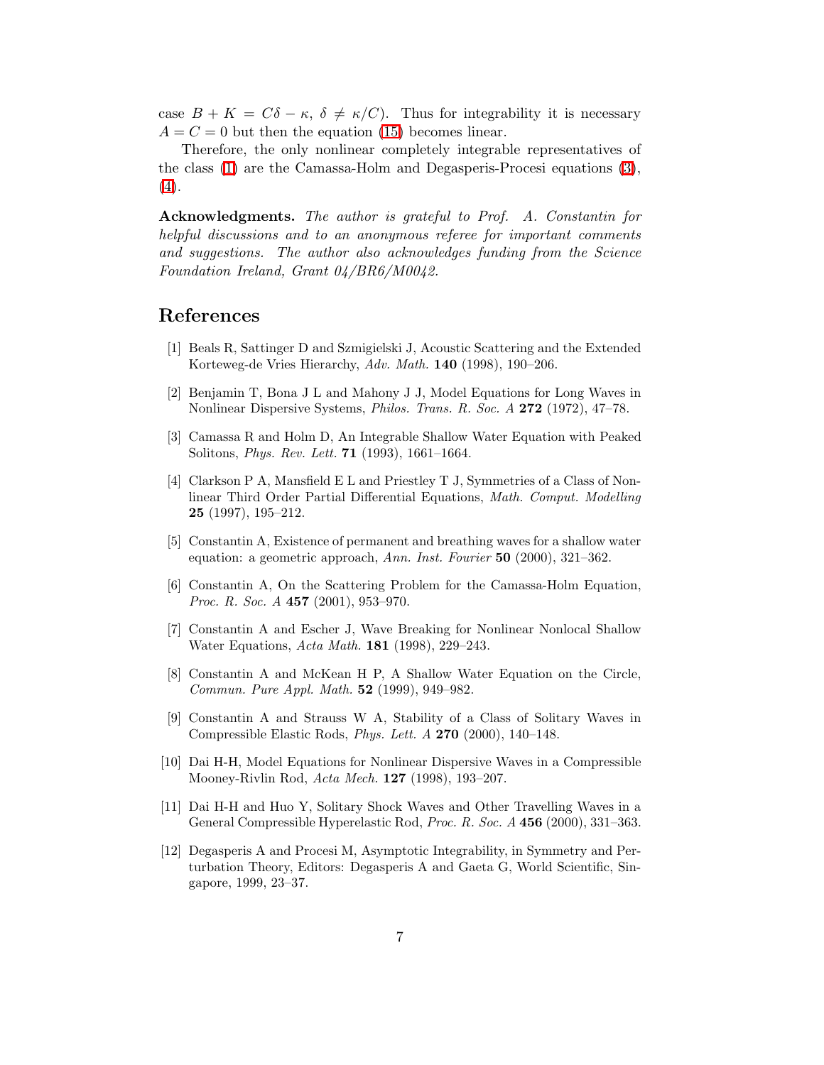case $B + K = C\delta - \kappa$, $\delta \neq \kappa/C$). Thus for integrability it is necessary $A = C = 0$ but then the equation (15) becomes linear.

Therefore, the only nonlinear completely integrable representatives of the class (1) are the Camassa-Holm and Degasperis-Procesi equations (3), (4).

**Acknowledgments.** *The author is grateful to Prof. A. Constantin for helpful discussions and to an anonymous referee for important comments and suggestions. The author also acknowledges funding from the Science Foundation Ireland, Grant 04/BR6/M0042.*

## References

[1] Beals R, Sattinger D and Szmigielski J, Acoustic Scattering and the Extended Korteweg-de Vries Hierarchy, *Adv. Math.* **140** (1998), 190–206.

[2] Benjamin T, Bona J L and Mahony J J, Model Equations for Long Waves in Nonlinear Dispersive Systems, *Philos. Trans. R. Soc. A* **272** (1972), 47–78.

[3] Camassa R and Holm D, An Integrable Shallow Water Equation with Peaked Solitons, *Phys. Rev. Lett.* **71** (1993), 1661–1664.

[4] Clarkson P A, Mansfield E L and Priestley T J, Symmetries of a Class of Nonlinear Third Order Partial Differential Equations, *Math. Comput. Modelling* **25** (1997), 195–212.

[5] Constantin A, Existence of permanent and breathing waves for a shallow water equation: a geometric approach, *Ann. Inst. Fourier* **50** (2000), 321–362.

[6] Constantin A, On the Scattering Problem for the Camassa-Holm Equation, *Proc. R. Soc. A* **457** (2001), 953–970.

[7] Constantin A and Escher J, Wave Breaking for Nonlinear Nonlocal Shallow Water Equations, *Acta Math.* **181** (1998), 229–243.

[8] Constantin A and McKean H P, A Shallow Water Equation on the Circle, *Commun. Pure Appl. Math.* **52** (1999), 949–982.

[9] Constantin A and Strauss W A, Stability of a Class of Solitary Waves in Compressible Elastic Rods, *Phys. Lett. A* **270** (2000), 140–148.

[10] Dai H-H, Model Equations for Nonlinear Dispersive Waves in a Compressible Mooney-Rivlin Rod, *Acta Mech.* **127** (1998), 193–207.

[11] Dai H-H and Huo Y, Solitary Shock Waves and Other Travelling Waves in a General Compressible Hyperelastic Rod, *Proc. R. Soc. A* **456** (2000), 331–363.

[12] Degasperis A and Procesi M, Asymptotic Integrability, in Symmetry and Perturbation Theory, Editors: Degasperis A and Gaeta G, World Scientific, Singapore, 1999, 23–37.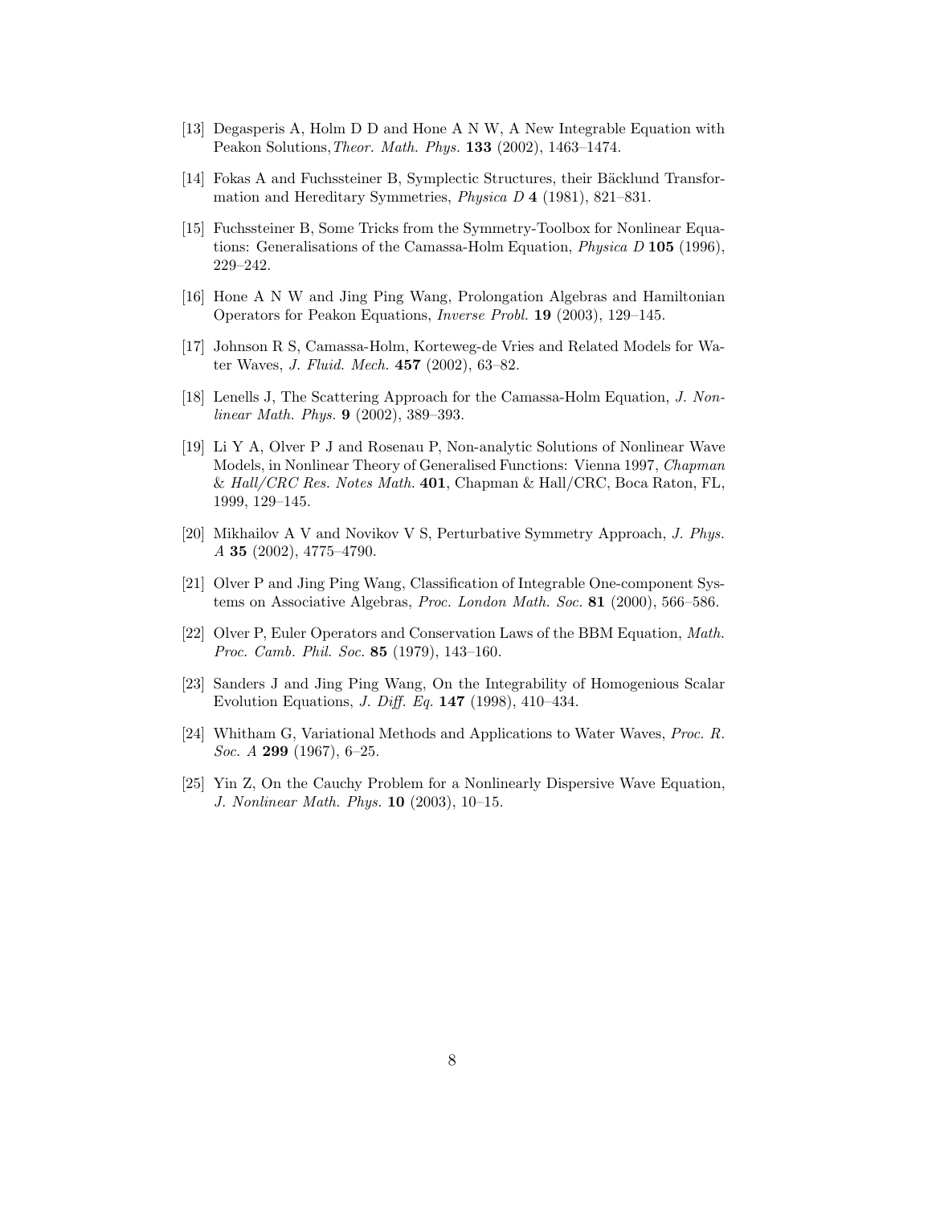[13] Degasperis A, Holm D D and Hone A N W, A New Integrable Equation with Peakon Solutions, *Theor. Math. Phys.* **133** (2002), 1463–1474.

[14] Fokas A and Fuchssteiner B, Symplectic Structures, their Bäcklund Transformation and Hereditary Symmetries, *Physica D* **4** (1981), 821–831.

[15] Fuchssteiner B, Some Tricks from the Symmetry-Toolbox for Nonlinear Equations: Generalisations of the Camassa-Holm Equation, *Physica D* **105** (1996), 229–242.

[16] Hone A N W and Jing Ping Wang, Prolongation Algebras and Hamiltonian Operators for Peakon Equations, *Inverse Probl.* **19** (2003), 129–145.

[17] Johnson R S, Camassa-Holm, Korteweg-de Vries and Related Models for Water Waves, *J. Fluid. Mech.* **457** (2002), 63–82.

[18] Lenells J, The Scattering Approach for the Camassa-Holm Equation, *J. Nonlinear Math. Phys.* **9** (2002), 389–393.

[19] Li Y A, Olver P J and Rosenau P, Non-analytic Solutions of Nonlinear Wave Models, in Nonlinear Theory of Generalised Functions: Vienna 1997, *Chapman & Hall/CRC Res. Notes Math.* **401**, Chapman & Hall/CRC, Boca Raton, FL, 1999, 129–145.

[20] Mikhailov A V and Novikov V S, Perturbative Symmetry Approach, *J. Phys. A* **35** (2002), 4775–4790.

[21] Olver P and Jing Ping Wang, Classification of Integrable One-component Systems on Associative Algebras, *Proc. London Math. Soc.* **81** (2000), 566–586.

[22] Olver P, Euler Operators and Conservation Laws of the BBM Equation, *Math. Proc. Camb. Phil. Soc.* **85** (1979), 143–160.

[23] Sanders J and Jing Ping Wang, On the Integrability of Homogenious Scalar Evolution Equations, *J. Diff. Eq.* **147** (1998), 410–434.

[24] Whitham G, Variational Methods and Applications to Water Waves, *Proc. R. Soc. A* **299** (1967), 6–25.

[25] Yin Z, On the Cauchy Problem for a Nonlinearly Dispersive Wave Equation, *J. Nonlinear Math. Phys.* **10** (2003), 10–15.